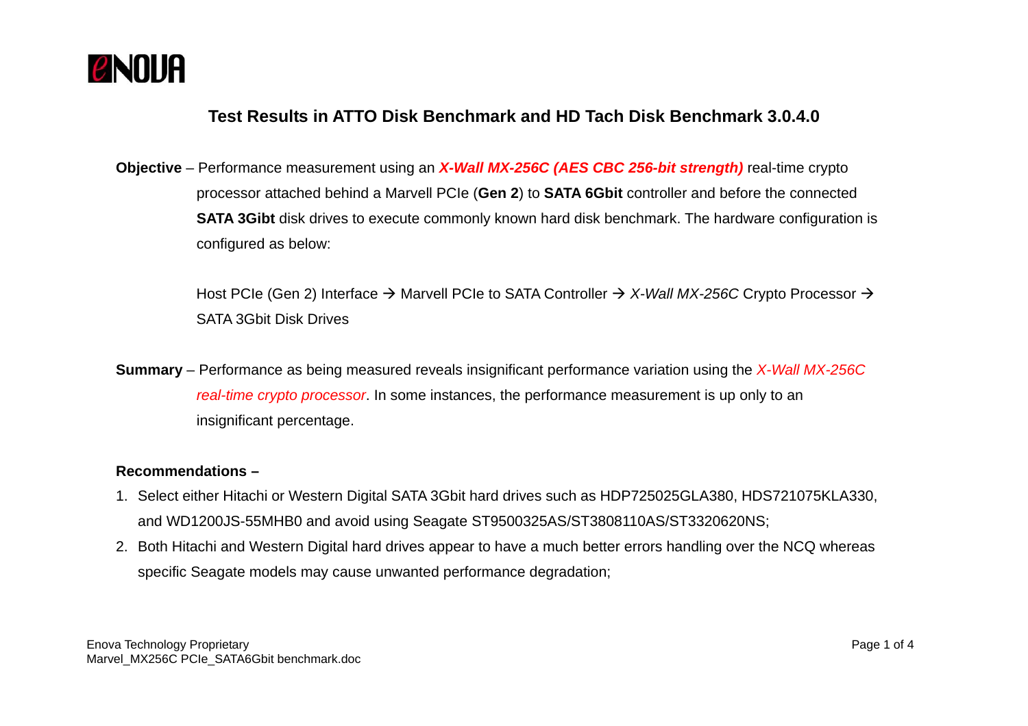# Test Results in ATTO Disk Benchmark and HD Tach Disk Benchmark 3.0.4.0

**Objective** – Performance measurement using an ***X-Wall MX-256C (AES CBC 256-bit strength)*** real-time crypto processor attached behind a Marvell PCIe (**Gen 2**) to **SATA 6Gbit** controller and before the connected **SATA 3Gibt** disk drives to execute commonly known hard disk benchmark. The hardware configuration is configured as below:

Host PCIe (Gen 2) Interface → Marvell PCIe to SATA Controller → *X-Wall MX-256C* Crypto Processor → SATA 3Gbit Disk Drives

**Summary** – Performance as being measured reveals insignificant performance variation using the *X-Wall MX-256C real-time crypto processor*. In some instances, the performance measurement is up only to an insignificant percentage.

**Recommendations –**

1. Select either Hitachi or Western Digital SATA 3Gbit hard drives such as HDP725025GLA380, HDS721075KLA330, and WD1200JS-55MHB0 and avoid using Seagate ST9500325AS/ST3808110AS/ST3320620NS;
2. Both Hitachi and Western Digital hard drives appear to have a much better errors handling over the NCQ whereas specific Seagate models may cause unwanted performance degradation;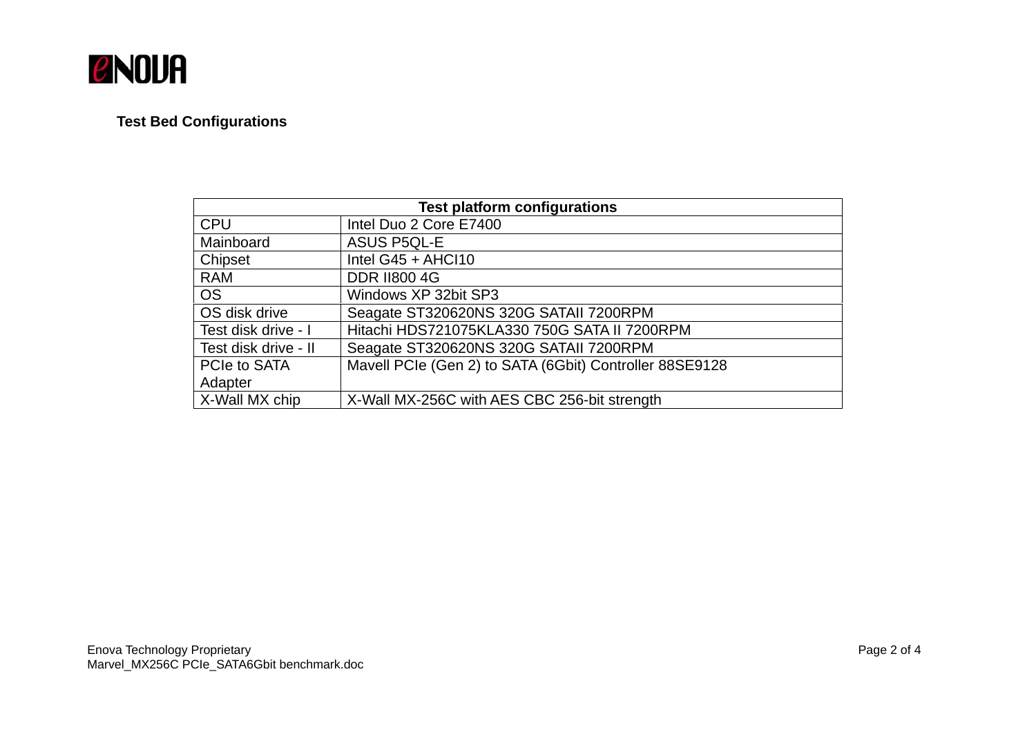## Test Bed Configurations

| Test platform configurations | |
|---|---|
| CPU | Intel Duo 2 Core E7400 |
| Mainboard | ASUS P5QL-E |
| Chipset | Intel G45 + AHCI10 |
| RAM | DDR II800 4G |
| OS | Windows XP 32bit SP3 |
| OS disk drive | Seagate ST320620NS 320G SATAII 7200RPM |
| Test disk drive - I | Hitachi HDS721075KLA330 750G SATA II 7200RPM |
| Test disk drive - II | Seagate ST320620NS 320G SATAII 7200RPM |
| PCIe to SATA Adapter | Mavell PCIe (Gen 2) to SATA (6Gbit) Controller 88SE9128 |
| X-Wall MX chip | X-Wall MX-256C with AES CBC 256-bit strength |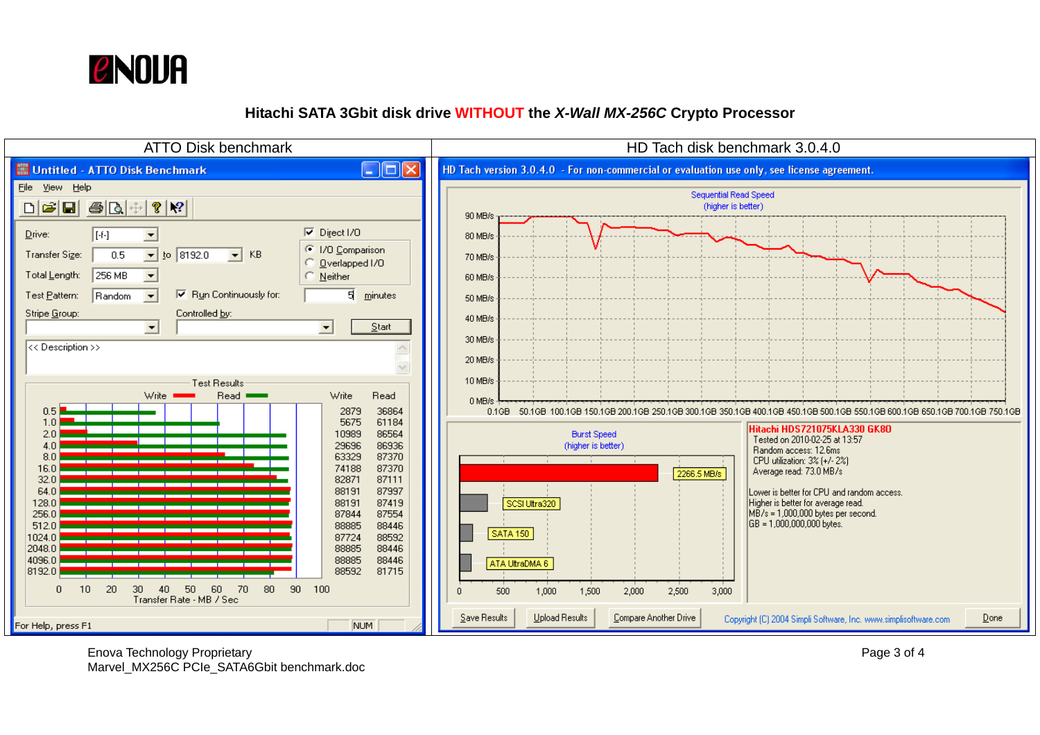# Hitachi SATA 3Gbit disk drive WITHOUT the *X-Wall MX-256C* Crypto Processor

| ATTO Disk benchmark | HD Tach disk benchmark 3.0.4.0 |
|---|---|

**Untitled - ATTO Disk Benchmark**

File View Help

Drive: [-f-]
Transfer Size: 0.5 to 8192.0 KB
Total Length: 256 MB
Test Pattern: Random
Stripe Group:
Controlled by:

Direct I/O
I/O Comparison
Overlapped I/O
Neither
Run Continuously for: 5 minutes

Start

<< Description >>

Test Results

| Transfer Size | Write | Read |
|---|---|---|
| 0.5 | 2879 | 36864 |
| 1.0 | 5675 | 61184 |
| 2.0 | 10989 | 86564 |
| 4.0 | 29696 | 86936 |
| 8.0 | 63329 | 87370 |
| 16.0 | 74188 | 87370 |
| 32.0 | 82871 | 87111 |
| 64.0 | 88191 | 87997 |
| 128.0 | 88191 | 87419 |
| 256.0 | 87844 | 87554 |
| 512.0 | 88885 | 88446 |
| 1024.0 | 87724 | 88592 |
| 2048.0 | 88885 | 88446 |
| 4096.0 | 88885 | 88446 |
| 8192.0 | 88592 | 81715 |

Transfer Rate - MB / Sec

For Help, press F1

**HD Tach version 3.0.4.0 - For non-commercial or evaluation use only, see license agreement.**

Sequential Read Speed (higher is better)

Burst Speed (higher is better)

2266.5 MB/s

SCSI Ultra320

SATA 150

ATA UltraDMA 6

**Hitachi HDS721075KLA330 GK8O**
Tested on 2010-02-25 at 13:57
Random access: 12.6ms
CPU utilization: 3% (+/- 2%)
Average read: 73.0 MB/s

Lower is better for CPU and random access.
Higher is better for average read.
MB/s = 1,000,000 bytes per second.
GB = 1,000,000,000 bytes.

Save Results | Upload Results | Compare Another Drive | Done

Copyright (C) 2004 Simpli Software, Inc. www.simplisoftware.com

Enova Technology Proprietary
Marvel_MX256C PCIe_SATA6Gbit benchmark.doc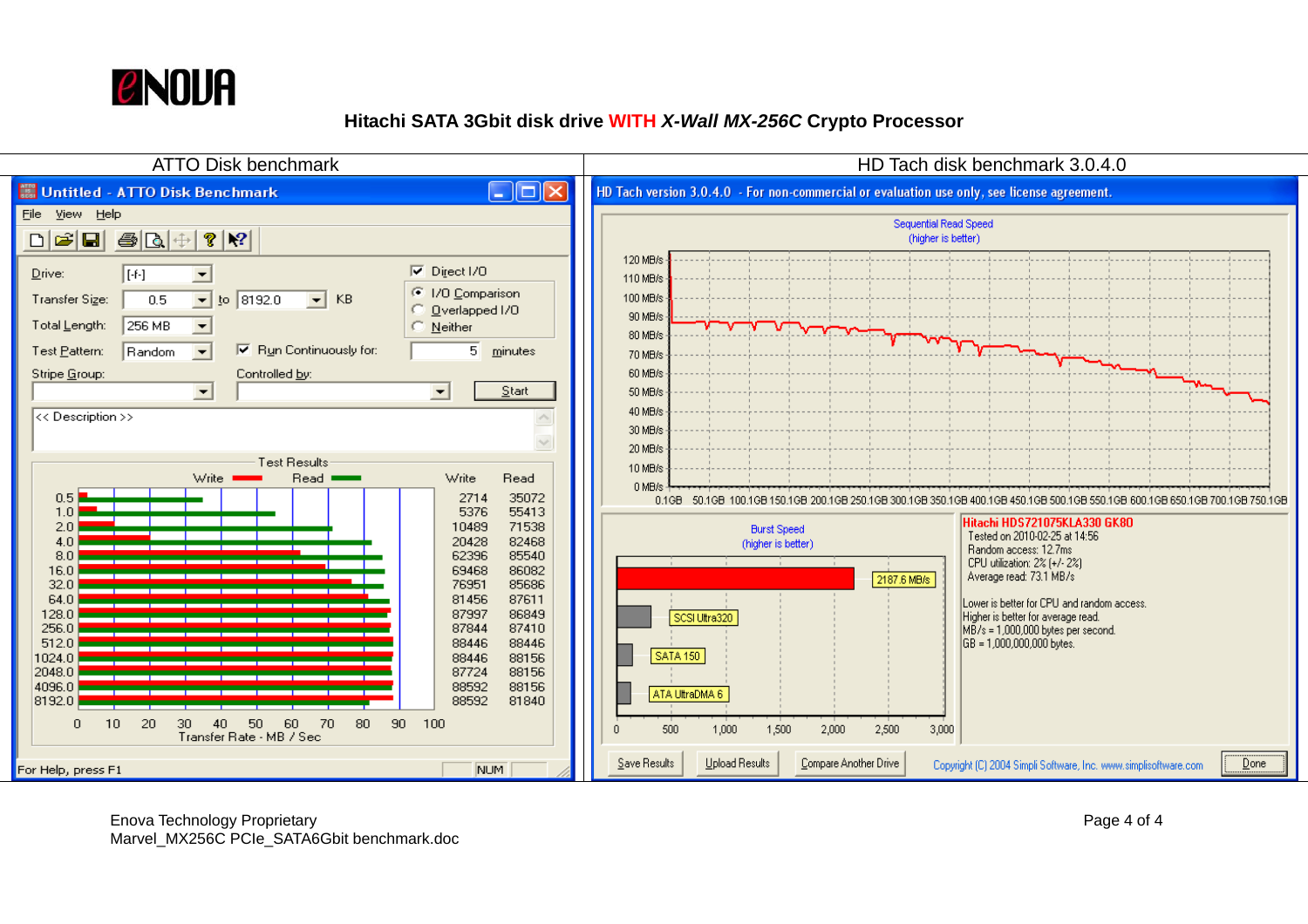ENOVA

## Hitachi SATA 3Gbit disk drive WITH *X-Wall MX-256C* Crypto Processor

| ATTO Disk benchmark | HD Tach disk benchmark 3.0.4.0 |
|---|---|

Untitled - ATTO Disk Benchmark

File View Help

Drive: [-f-]

Transfer Size: 0.5 to 8192.0 KB

Total Length: 256 MB

Test Pattern: Random

Stripe Group:

Direct I/O

I/O Comparison

Overlapped I/O

Neither

Run Continuously for: 5 minutes

Controlled by:

Start

<< Description >>

Test Results

Write Read

| Size | Write | Read |
|---|---|---|
| 0.5 | 2714 | 35072 |
| 1.0 | 5376 | 55413 |
| 2.0 | 10489 | 71538 |
| 4.0 | 20428 | 82468 |
| 8.0 | 62396 | 85540 |
| 16.0 | 69468 | 86082 |
| 32.0 | 76951 | 85686 |
| 64.0 | 81456 | 87611 |
| 128.0 | 87997 | 86849 |
| 256.0 | 87844 | 87410 |
| 512.0 | 88446 | 88446 |
| 1024.0 | 88446 | 88156 |
| 2048.0 | 87724 | 88156 |
| 4096.0 | 88592 | 88156 |
| 8192.0 | 88592 | 81840 |

0 10 20 30 40 50 60 70 80 90 100

Transfer Rate - MB / Sec

For Help, press F1

NUM

HD Tach version 3.0.4.0 - For non-commercial or evaluation use only, see license agreement.

Sequential Read Speed
(higher is better)

120 MB/s
110 MB/s
100 MB/s
90 MB/s
80 MB/s
70 MB/s
60 MB/s
50 MB/s
40 MB/s
30 MB/s
20 MB/s
10 MB/s
0 MB/s

0.1GB 50.1GB 100.1GB 150.1GB 200.1GB 250.1GB 300.1GB 350.1GB 400.1GB 450.1GB 500.1GB 550.1GB 600.1GB 650.1GB 700.1GB 750.1GB

Burst Speed
(higher is better)

2187.6 MB/s

SCSI Ultra320

SATA 150

ATA UltraDMA 6

0 500 1,000 1,500 2,000 2,500 3,000

**Hitachi HDS721075KLA330 GK8O**

Tested on 2010-02-25 at 14:56

Random access: 12.7ms

CPU utilization: 2% (+/- 2%)

Average read: 73.1 MB/s

Lower is better for CPU and random access.

Higher is better for average read.

MB/s = 1,000,000 bytes per second.

GB = 1,000,000,000 bytes.

Save Results | Upload Results | Compare Another Drive | Copyright (C) 2004 Simpli Software, Inc. www.simplisoftware.com | Done

Enova Technology Proprietary
Marvel_MX256C PCIe_SATA6Gbit benchmark.doc